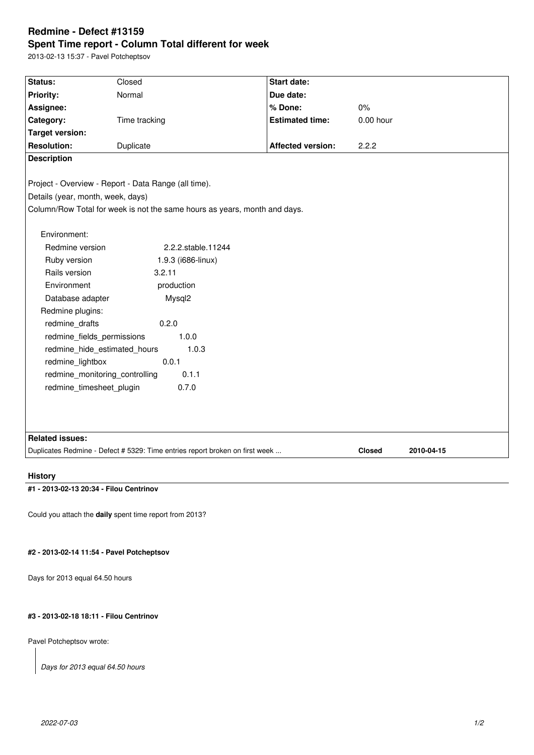# Redmine - Defect #13159

## Spent Time report - Column Total different for week

2013-02-13 15:37 - Pavel Potcheptsov

| **Status:** | Closed | **Start date:** | |
|---|---|---|---|
| **Priority:** | Normal | **Due date:** | |
| **Assignee:** | | **% Done:** | 0% |
| **Category:** | Time tracking | **Estimated time:** | 0.00 hour |
| **Target version:** | | | |
| **Resolution:** | Duplicate | **Affected version:** | 2.2.2 |

**Description**

Project - Overview - Report - Data Range (all time).

Details (year, month, week, days)

Column/Row Total for week is not the same hours as years, month and days.

Environment:

| | |
|---|---|
| Redmine version | 2.2.2.stable.11244 |
| Ruby version | 1.9.3 (i686-linux) |
| Rails version | 3.2.11 |
| Environment | production |
| Database adapter | Mysql2 |

Redmine plugins:

| | |
|---|---|
| redmine_drafts | 0.2.0 |
| redmine_fields_permissions | 1.0.0 |
| redmine_hide_estimated_hours | 1.0.3 |
| redmine_lightbox | 0.0.1 |
| redmine_monitoring_controlling | 0.1.1 |
| redmine_timesheet_plugin | 0.7.0 |

**Related issues:**

| | | |
|---|---|---|
| Duplicates Redmine - Defect # 5329: Time entries report broken on first week ... | **Closed** | **2010-04-15** |

### History

#### #1 - 2013-02-13 20:34 - Filou Centrinov

Could you attach the **daily** spent time report from 2013?

#### #2 - 2013-02-14 11:54 - Pavel Potcheptsov

Days for 2013 equal 64.50 hours

#### #3 - 2013-02-18 18:11 - Filou Centrinov

Pavel Potcheptsov wrote:

> *Days for 2013 equal 64.50 hours*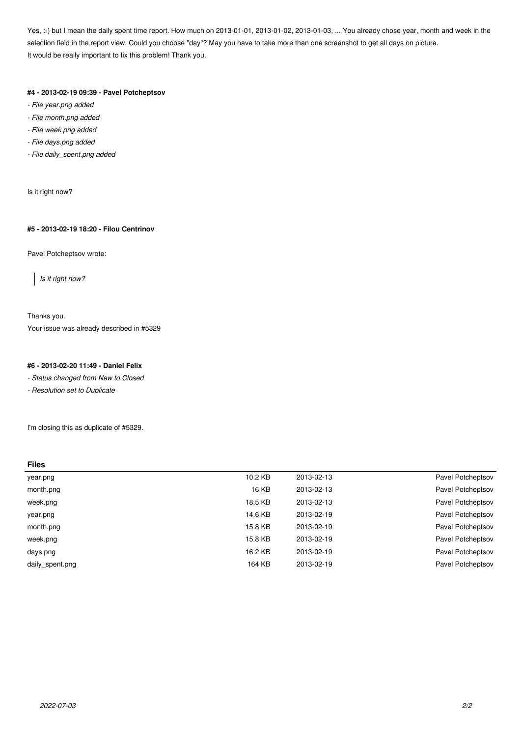Yes, :-) but I mean the daily spent time report. How much on 2013-01-01, 2013-01-02, 2013-01-03, ... You already chose year, month and week in the selection field in the report view. Could you choose "day"? May you have to take more than one screenshot to get all days on picture.
It would be really important to fix this problem! Thank you.

#### #4 - 2013-02-19 09:39 - Pavel Potcheptsov

- *File year.png added*
- *File month.png added*
- *File week.png added*
- *File days.png added*
- *File daily_spent.png added*

Is it right now?

#### #5 - 2013-02-19 18:20 - Filou Centrinov

Pavel Potcheptsov wrote:

> *Is it right now?*

Thanks you.
Your issue was already described in #5329

#### #6 - 2013-02-20 11:49 - Daniel Felix

- *Status changed from New to Closed*
- *Resolution set to Duplicate*

I'm closing this as duplicate of #5329.

### Files

| | | | |
|---|---|---|---|
| year.png | 10.2 KB | 2013-02-13 | Pavel Potcheptsov |
| month.png | 16 KB | 2013-02-13 | Pavel Potcheptsov |
| week.png | 18.5 KB | 2013-02-13 | Pavel Potcheptsov |
| year.png | 14.6 KB | 2013-02-19 | Pavel Potcheptsov |
| month.png | 15.8 KB | 2013-02-19 | Pavel Potcheptsov |
| week.png | 15.8 KB | 2013-02-19 | Pavel Potcheptsov |
| days.png | 16.2 KB | 2013-02-19 | Pavel Potcheptsov |
| daily_spent.png | 164 KB | 2013-02-19 | Pavel Potcheptsov |